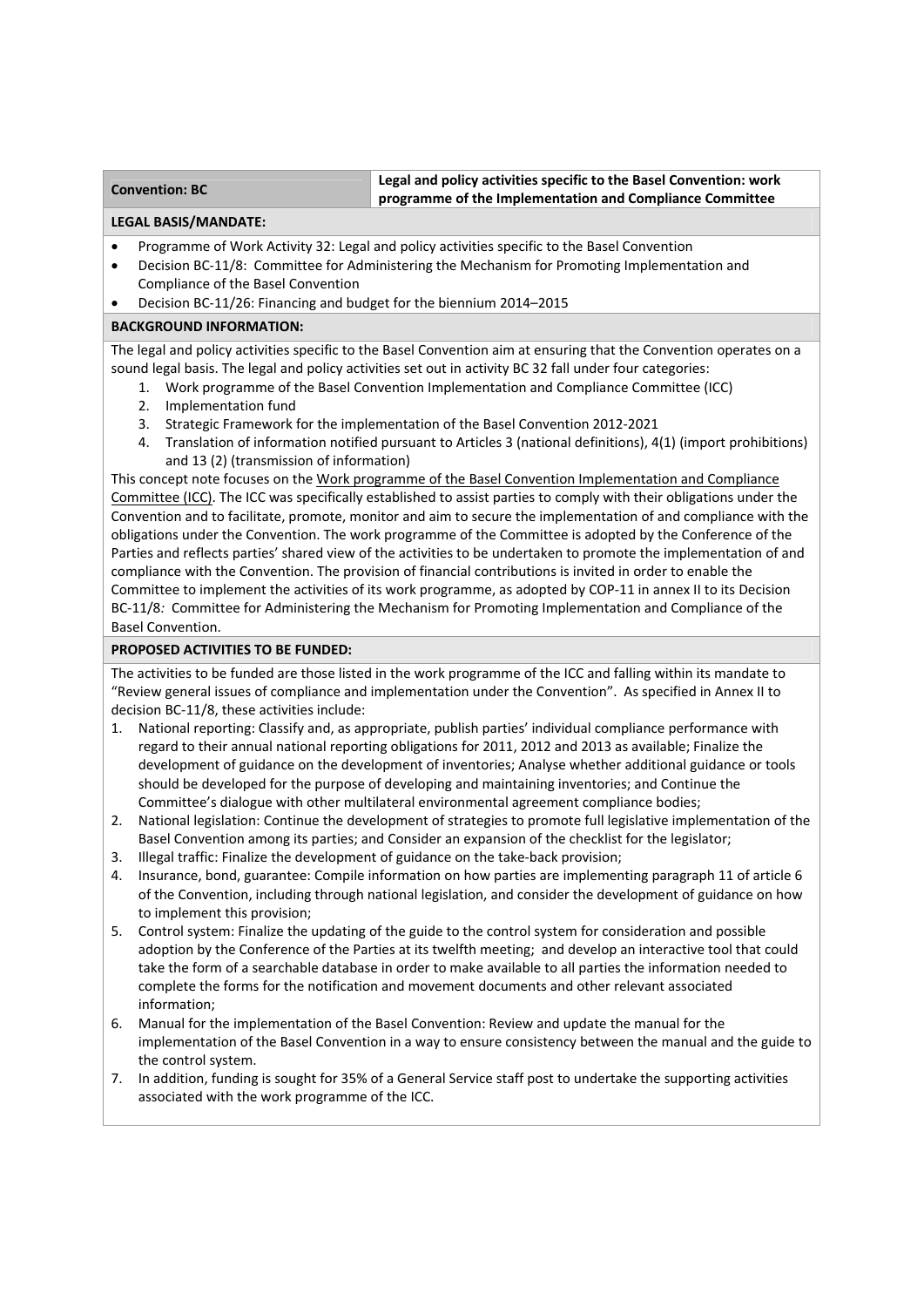| **Convention: BC** | **Legal and policy activities specific to the Basel Convention: work programme of the Implementation and Compliance Committee** |
|---|---|

**LEGAL BASIS/MANDATE:**

- Programme of Work Activity 32: Legal and policy activities specific to the Basel Convention
- Decision BC-11/8: Committee for Administering the Mechanism for Promoting Implementation and Compliance of the Basel Convention
- Decision BC-11/26: Financing and budget for the biennium 2014–2015

**BACKGROUND INFORMATION:**

The legal and policy activities specific to the Basel Convention aim at ensuring that the Convention operates on a sound legal basis. The legal and policy activities set out in activity BC 32 fall under four categories:

1. Work programme of the Basel Convention Implementation and Compliance Committee (ICC)
2. Implementation fund
3. Strategic Framework for the implementation of the Basel Convention 2012-2021
4. Translation of information notified pursuant to Articles 3 (national definitions), 4(1) (import prohibitions) and 13 (2) (transmission of information)

This concept note focuses on the Work programme of the Basel Convention Implementation and Compliance Committee (ICC). The ICC was specifically established to assist parties to comply with their obligations under the Convention and to facilitate, promote, monitor and aim to secure the implementation of and compliance with the obligations under the Convention. The work programme of the Committee is adopted by the Conference of the Parties and reflects parties' shared view of the activities to be undertaken to promote the implementation of and compliance with the Convention. The provision of financial contributions is invited in order to enable the Committee to implement the activities of its work programme, as adopted by COP-11 in annex II to its Decision BC-11/8*:* Committee for Administering the Mechanism for Promoting Implementation and Compliance of the Basel Convention.

**PROPOSED ACTIVITIES TO BE FUNDED:**

The activities to be funded are those listed in the work programme of the ICC and falling within its mandate to "Review general issues of compliance and implementation under the Convention". As specified in Annex II to decision BC-11/8, these activities include:

1. National reporting: Classify and, as appropriate, publish parties' individual compliance performance with regard to their annual national reporting obligations for 2011, 2012 and 2013 as available; Finalize the development of guidance on the development of inventories; Analyse whether additional guidance or tools should be developed for the purpose of developing and maintaining inventories; and Continue the Committee's dialogue with other multilateral environmental agreement compliance bodies;
2. National legislation: Continue the development of strategies to promote full legislative implementation of the Basel Convention among its parties; and Consider an expansion of the checklist for the legislator;
3. Illegal traffic: Finalize the development of guidance on the take-back provision;
4. Insurance, bond, guarantee: Compile information on how parties are implementing paragraph 11 of article 6 of the Convention, including through national legislation, and consider the development of guidance on how to implement this provision;
5. Control system: Finalize the updating of the guide to the control system for consideration and possible adoption by the Conference of the Parties at its twelfth meeting; and develop an interactive tool that could take the form of a searchable database in order to make available to all parties the information needed to complete the forms for the notification and movement documents and other relevant associated information;
6. Manual for the implementation of the Basel Convention: Review and update the manual for the implementation of the Basel Convention in a way to ensure consistency between the manual and the guide to the control system.
7. In addition, funding is sought for 35% of a General Service staff post to undertake the supporting activities associated with the work programme of the ICC.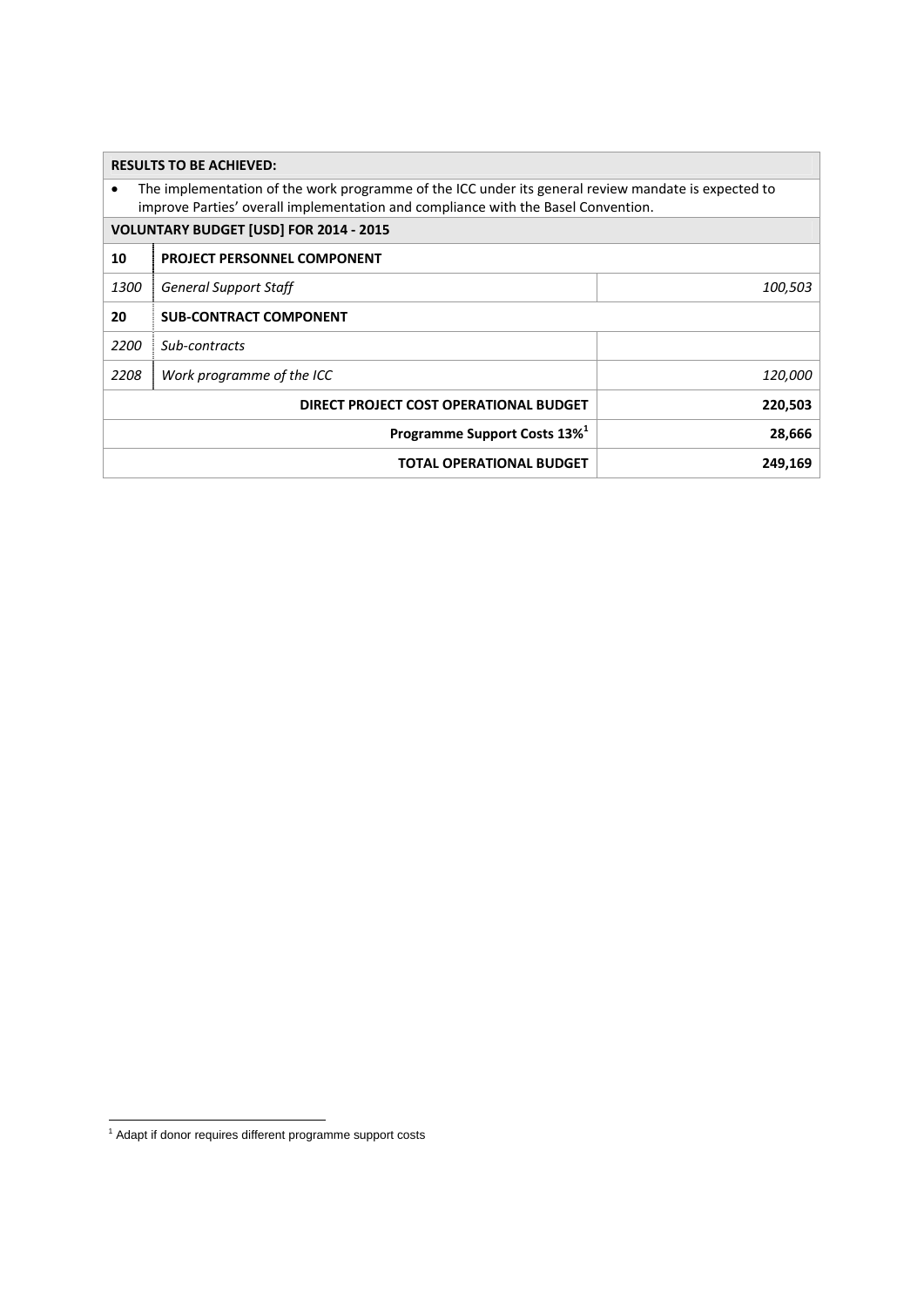| | | |
|---|---|---|
| **RESULTS TO BE ACHIEVED:** | | |
| • The implementation of the work programme of the ICC under its general review mandate is expected to improve Parties' overall implementation and compliance with the Basel Convention. | | |
| **VOLUNTARY BUDGET [USD] FOR 2014 - 2015** | | |
| **10** | **PROJECT PERSONNEL COMPONENT** | |
| *1300* | *General Support Staff* | *100,503* |
| **20** | **SUB-CONTRACT COMPONENT** | |
| *2200* | *Sub-contracts* | |
| *2208* | *Work programme of the ICC* | *120,000* |
| | **DIRECT PROJECT COST OPERATIONAL BUDGET** | **220,503** |
| | **Programme Support Costs 13%[1]** | **28,666** |
| | **TOTAL OPERATIONAL BUDGET** | **249,169** |

[1] Adapt if donor requires different programme support costs